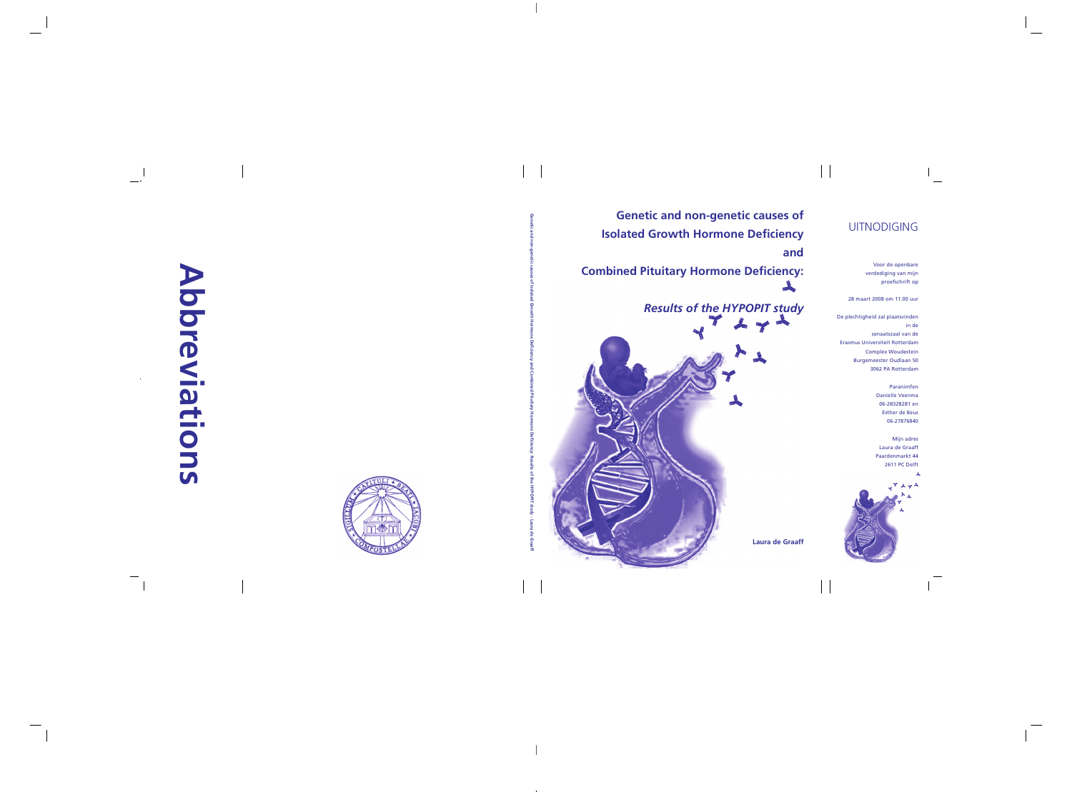# Abbreviations

Genetic and non-genetic causes of Isolated Growth Hormone Deficiency and Combined Pituitary Hormone Deficiency: Results of the HYPOPIT study - Laura de Graaff

# Genetic and non-genetic causes of Isolated Growth Hormone Deficiency and Combined Pituitary Hormone Deficiency:

## *Results of the HYPOPIT study*

**Laura de Graaff**

## UITNODIGING

Voor de openbare verdediging van mijn proefschrift op

28 maart 2008 om 11.00 uur

De plechtigheid zal plaatsvinden in de senaatszaal van de Erasmus Universiteit Rotterdam Complex Woudestein Burgemeester Oudlaan 50 3062 PA Rotterdam

Paranimfen
Danielle Veenma
06-28328281 en
Esther de Beus
06-27876840

Mijn adres
Laura de Graaff
Paardenmarkt 44
2611 PC Delft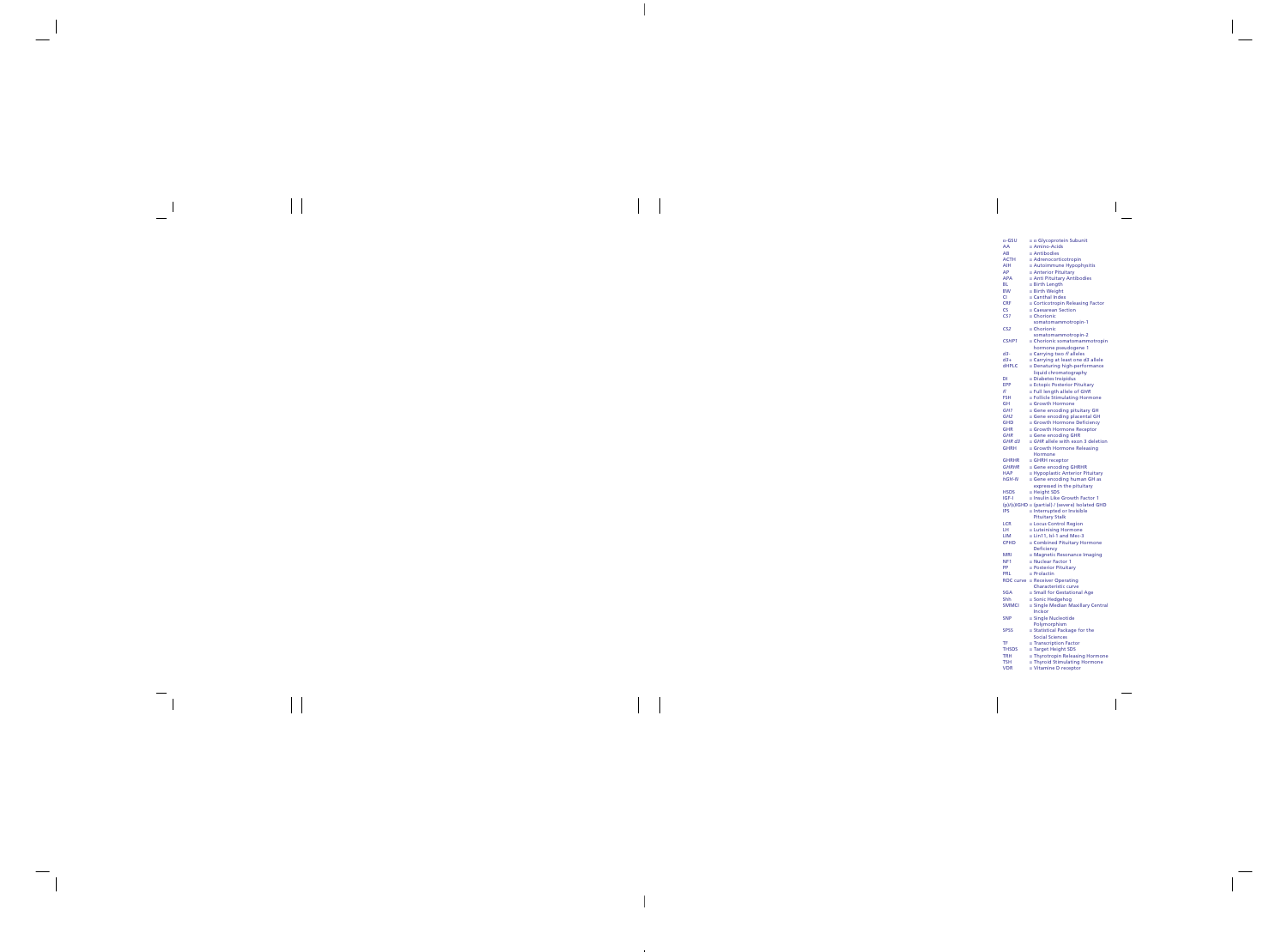| | |
|---|---|
| α-GSU | = α Glycoprotein Subunit |
| AA | = Amino-Acids |
| AB | = Antibodies |
| ACTH | = Adrenocorticotropin |
| AIH | = Autoimmune Hypophysitis |
| AP | = Anterior Pituitary |
| APA | = Anti Pituitary Antibodies |
| BL | = Birth Length |
| BW | = Birth Weight |
| CI | = Canthal Index |
| CRF | = Corticotropin Releasing Factor |
| CS | = Caesarean Section |
| *CS1* | = Chorionic somatomammotropin-1 |
| *CS2* | = Chorionic somatomammotropin-2 |
| *CSHP1* | = Chorionic somatomammotropin hormone pseudogene 1 |
| d3- | = Carrying two *fl* alleles |
| d3+ | = Carrying at least one d3 allele |
| dHPLC | = Denaturing high-performance liquid chromatography |
| DI | = Diabetes Insipidus |
| EPP | = Ectopic Posterior Pituitary |
| *fl* | = Full length allele of *GHR* |
| FSH | = Follicle Stimulating Hormone |
| GH | = Growth Hormone |
| *GH1* | = Gene encoding pituitary GH |
| *GH2* | = Gene encoding placental GH |
| GHD | = Growth Hormone Deficiency |
| GHR | = Growth Hormone Receptor |
| *GHR* | = Gene encoding GHR |
| *GHR d3* | = *GHR* allele with exon 3 deletion |
| GHRH | = Growth Hormone Releasing Hormone |
| GHRHR | = GHRH receptor |
| *GHRHR* | = Gene encoding GHRHR |
| HAP | = Hypoplastic Anterior Pituitary |
| hGH-N | = Gene encoding human GH as expressed in the pituitary |
| HSDS | = Height SDS |
| IGF-I | = Insulin Like Growth Factor 1 |
| (p)/(s)IGHD | = (partial) / (severe) Isolated GHD |
| IPS | = Interrupted or invisible Pituitary Stalk |
| LCR | = Locus Control Region |
| LH | = Luteinising Hormone |
| LIM | = Lin11, Isl-1 and Mec-3 |
| CPHD | = Combined Pituitary Hormone Deficiency |
| MRI | = Magnetic Resonance Imaging |
| NF1 | = Nuclear Factor 1 |
| PP | = Posterior Pituitary |
| PRL | = Prolactin |
| ROC curve | = Receiver Operating Characteristic curve |
| SGA | = Small for Gestational Age |
| Shh | = Sonic Hedgehog |
| SMMCI | = Single Median Maxillary Central Incisor |
| SNP | = Single Nucleotide Polymorphism |
| SPSS | = Statistical Package for the Social Sciences |
| TF | = Transcription Factor |
| THSDS | = Target Height SDS |
| TRH | = Thyrotropin Releasing Hormone |
| TSH | = Thyroid Stimulating Hormone |
| VDR | = Vitamine D receptor |